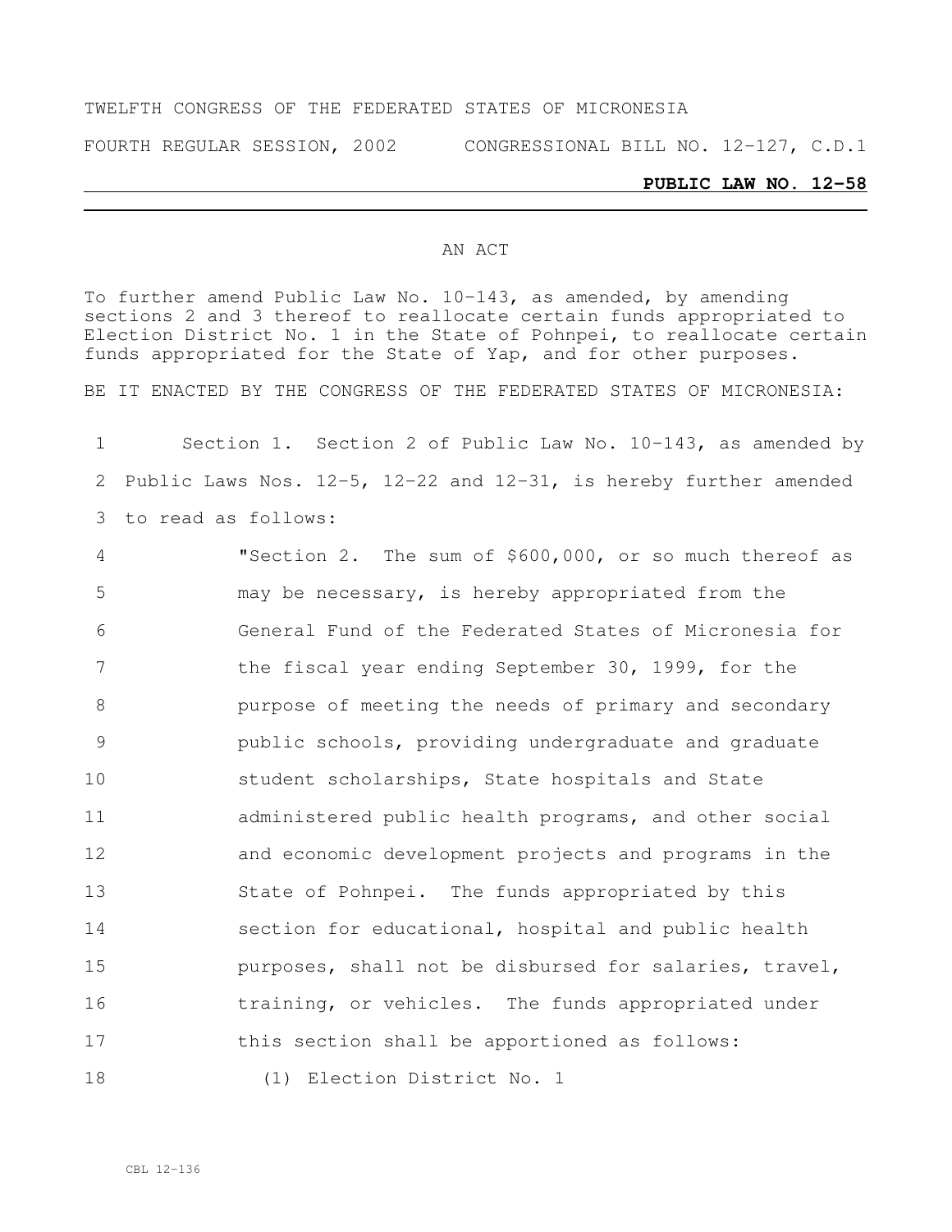TWELFTH CONGRESS OF THE FEDERATED STATES OF MICRONESIA

FOURTH REGULAR SESSION, 2002 CONGRESSIONAL BILL NO. 12-127, C.D.1

**PUBLIC LAW NO. 12-58**

AN ACT

To further amend Public Law No. 10-143, as amended, by amending sections 2 and 3 thereof to reallocate certain funds appropriated to Election District No. 1 in the State of Pohnpei, to reallocate certain funds appropriated for the State of Yap, and for other purposes.

BE IT ENACTED BY THE CONGRESS OF THE FEDERATED STATES OF MICRONESIA:

Section 1. Section 2 of Public Law No. 10-143, as amended by Public Laws Nos. 12-5, 12-22 and 12-31, is hereby further amended to read as follows:

"Section 2. The sum of $600,000, or so much thereof as may be necessary, is hereby appropriated from the General Fund of the Federated States of Micronesia for the fiscal year ending September 30, 1999, for the purpose of meeting the needs of primary and secondary public schools, providing undergraduate and graduate student scholarships, State hospitals and State administered public health programs, and other social and economic development projects and programs in the State of Pohnpei. The funds appropriated by this section for educational, hospital and public health purposes, shall not be disbursed for salaries, travel, training, or vehicles. The funds appropriated under this section shall be apportioned as follows:

(1) Election District No. 1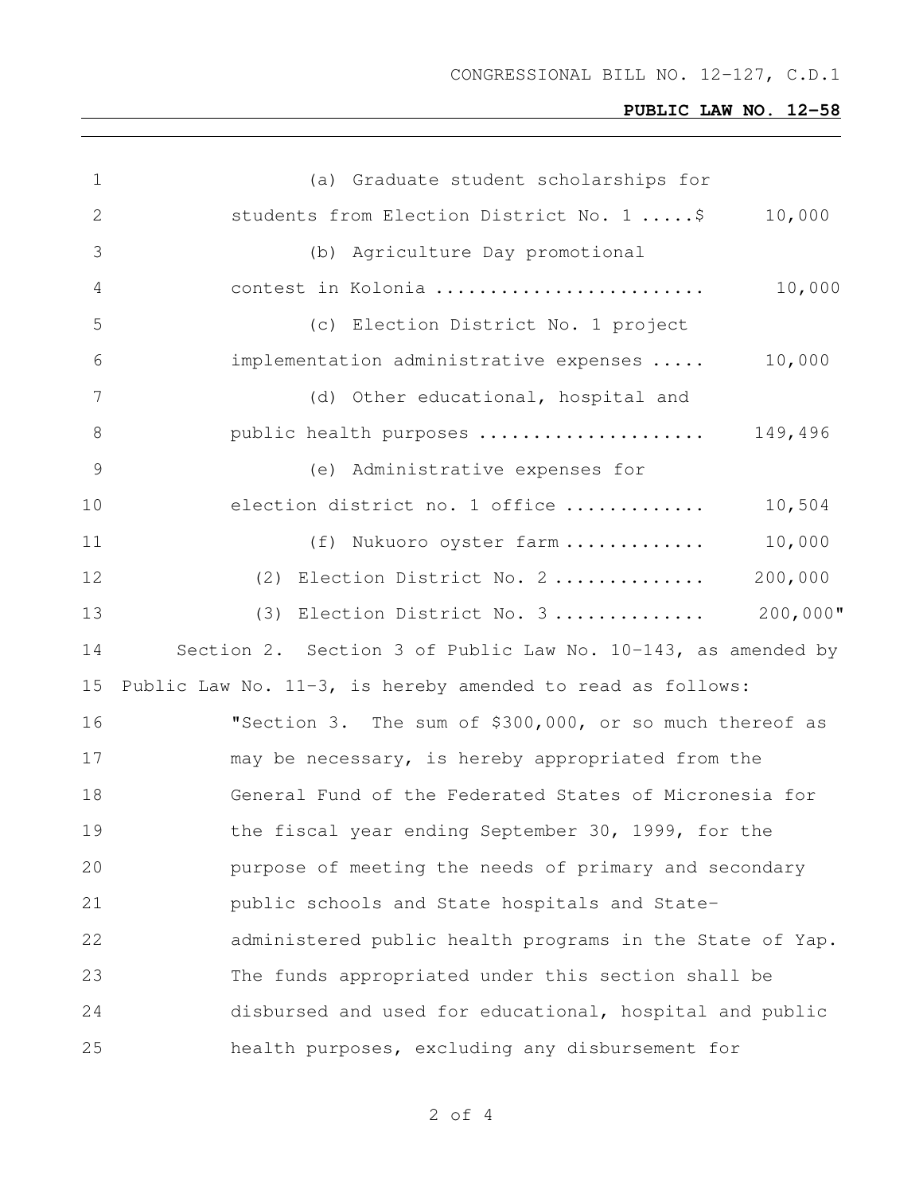(a) Graduate student scholarships for students from Election District No. 1 .....$ 10,000

(b) Agriculture Day promotional contest in Kolonia ........................ 10,000

(c) Election District No. 1 project implementation administrative expenses ..... 10,000

(d) Other educational, hospital and public health purposes .................... 149,496

(e) Administrative expenses for election district no. 1 office ............ 10,504

(f) Nukuoro oyster farm ............ 10,000

(2) Election District No. 2 ............ 200,000

(3) Election District No. 3 ............ 200,000"

Section 2. Section 3 of Public Law No. 10-143, as amended by Public Law No. 11-3, is hereby amended to read as follows:

"Section 3. The sum of $300,000, or so much thereof as may be necessary, is hereby appropriated from the General Fund of the Federated States of Micronesia for the fiscal year ending September 30, 1999, for the purpose of meeting the needs of primary and secondary public schools and State hospitals and State-administered public health programs in the State of Yap. The funds appropriated under this section shall be disbursed and used for educational, hospital and public health purposes, excluding any disbursement for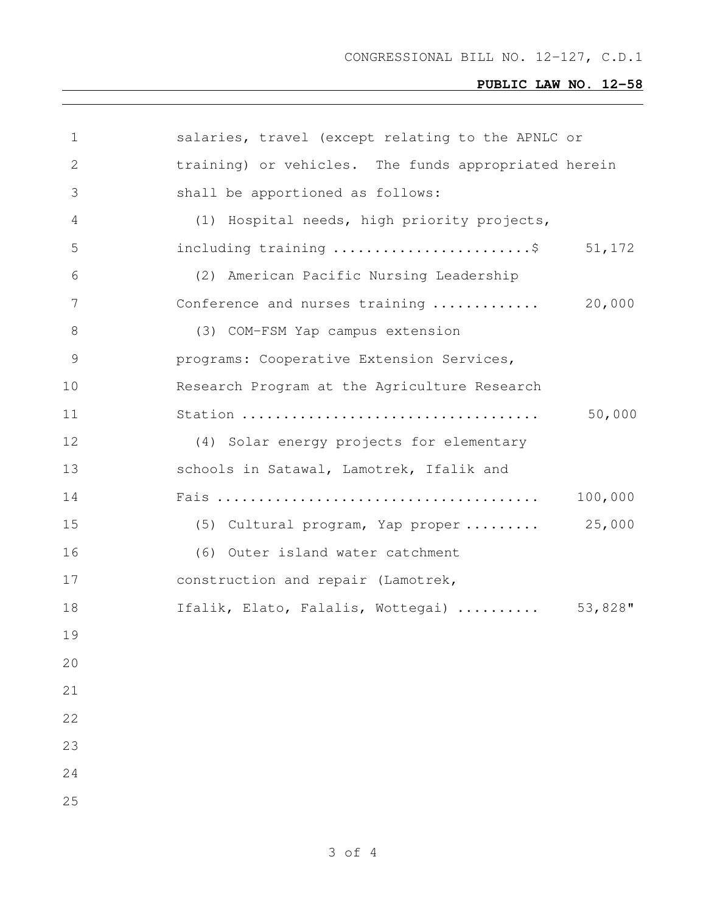salaries, travel (except relating to the APNLC or training) or vehicles. The funds appropriated herein shall be apportioned as follows:

(1) Hospital needs, high priority projects, including training ........................$ 51,172

(2) American Pacific Nursing Leadership Conference and nurses training ............. 20,000

(3) COM-FSM Yap campus extension programs: Cooperative Extension Services, Research Program at the Agriculture Research Station .................................... 50,000

(4) Solar energy projects for elementary schools in Satawal, Lamotrek, Ifalik and Fais ...................................... 100,000

(5) Cultural program, Yap proper ......... 25,000

(6) Outer island water catchment construction and repair (Lamotrek, Ifalik, Elato, Falalis, Wottegai) .......... 53,828"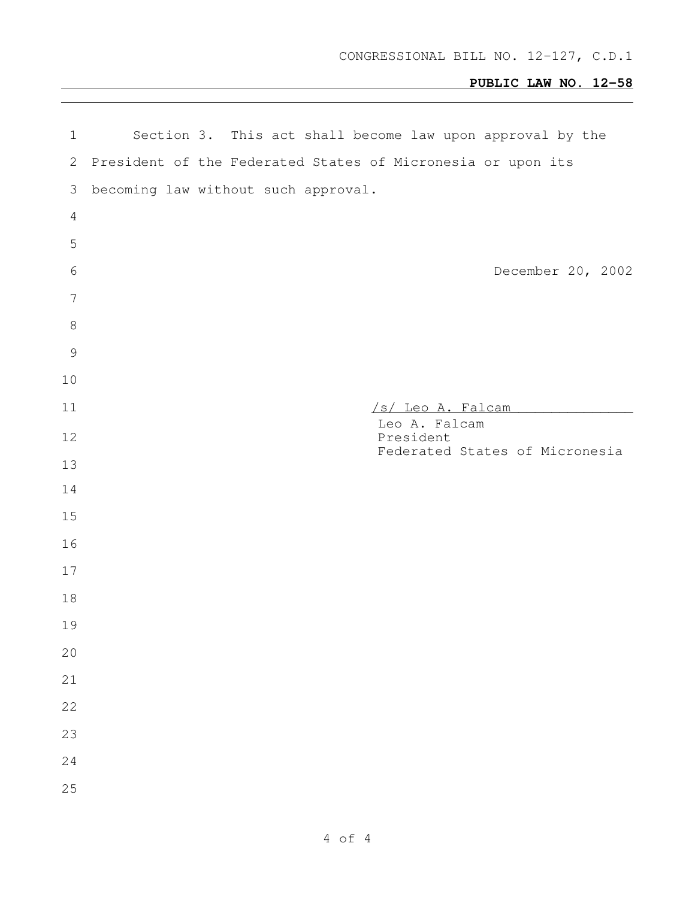CONGRESSIONAL BILL NO. 12-127, C.D.1

**PUBLIC LAW NO. 12-58**

Section 3. This act shall become law upon approval by the President of the Federated States of Micronesia or upon its becoming law without such approval.

December 20, 2002

/s/ Leo A. Falcam

Leo A. Falcam
President
Federated States of Micronesia